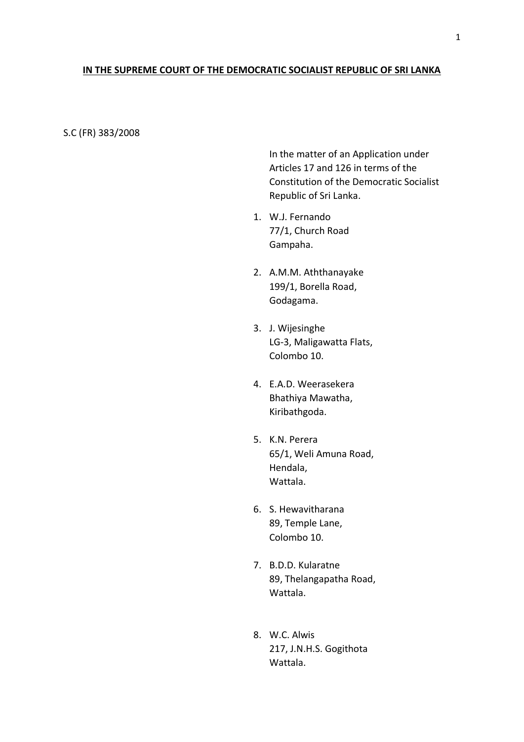**IN THE SUPREME COURT OF THE DEMOCRATIC SOCIALIST REPUBLIC OF SRI LANKA**

S.C (FR) 383/2008

In the matter of an Application under Articles 17 and 126 in terms of the Constitution of the Democratic Socialist Republic of Sri Lanka.

1. W.J. Fernando
   77/1, Church Road
   Gampaha.

2. A.M.M. Aththanayake
   199/1, Borella Road,
   Godagama.

3. J. Wijesinghe
   LG-3, Maligawatta Flats,
   Colombo 10.

4. E.A.D. Weerasekera
   Bhathiya Mawatha,
   Kiribathgoda.

5. K.N. Perera
   65/1, Weli Amuna Road,
   Hendala,
   Wattala.

6. S. Hewavitharana
   89, Temple Lane,
   Colombo 10.

7. B.D.D. Kularatne
   89, Thelangapatha Road,
   Wattala.

8. W.C. Alwis
   217, J.N.H.S. Gogithota
   Wattala.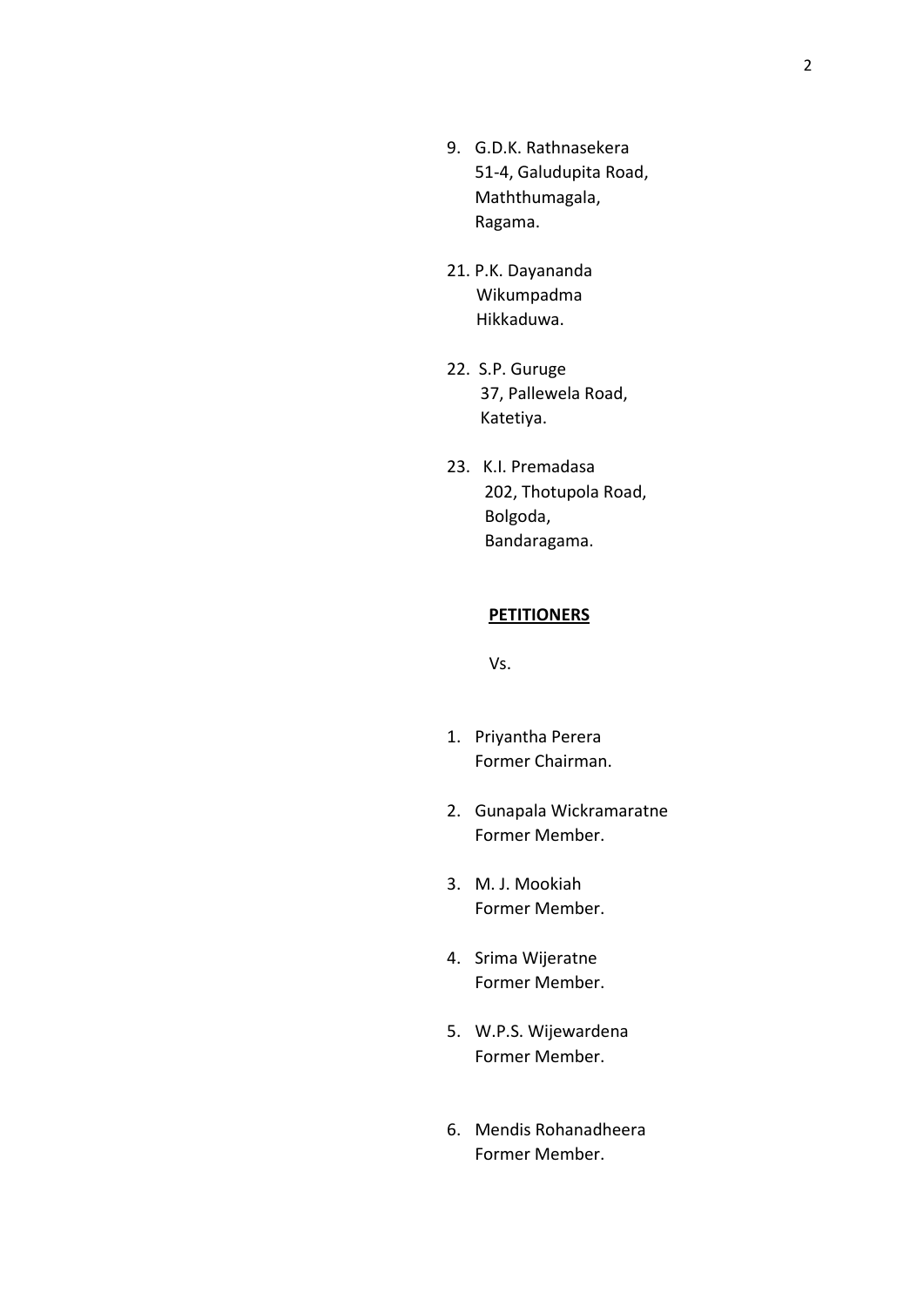9. G.D.K. Rathnasekera
   51-4, Galudupita Road,
   Maththumagala,
   Ragama.

21. P.K. Dayananda
    Wikumpadma
    Hikkaduwa.

22. S.P. Guruge
    37, Pallewela Road,
    Katetiya.

23. K.I. Premadasa
    202, Thotupola Road,
    Bolgoda,
    Bandaragama.

**PETITIONERS**

Vs.

1. Priyantha Perera
   Former Chairman.

2. Gunapala Wickramaratne
   Former Member.

3. M. J. Mookiah
   Former Member.

4. Srima Wijeratne
   Former Member.

5. W.P.S. Wijewardena
   Former Member.

6. Mendis Rohanadheera
   Former Member.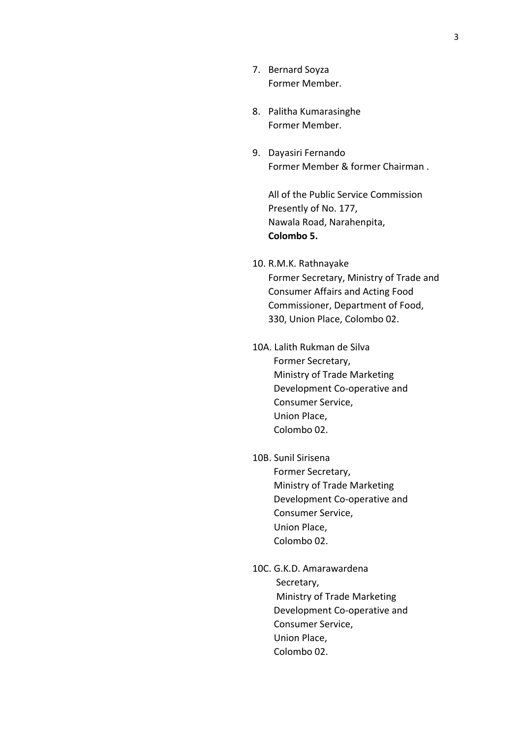7. Bernard Soyza
   Former Member.

8. Palitha Kumarasinghe
   Former Member.

9. Dayasiri Fernando
   Former Member & former Chairman .

   All of the Public Service Commission
   Presently of No. 177,
   Nawala Road, Narahenpita,
   **Colombo 5.**

10. R.M.K. Rathnayake
    Former Secretary, Ministry of Trade and Consumer Affairs and Acting Food Commissioner, Department of Food,
    330, Union Place, Colombo 02.

10A. Lalith Rukman de Silva
     Former Secretary,
     Ministry of Trade Marketing
     Development Co-operative and
     Consumer Service,
     Union Place,
     Colombo 02.

10B. Sunil Sirisena
     Former Secretary,
     Ministry of Trade Marketing
     Development Co-operative and
     Consumer Service,
     Union Place,
     Colombo 02.

10C. G.K.D. Amarawardena
     Secretary,
     Ministry of Trade Marketing
     Development Co-operative and
     Consumer Service,
     Union Place,
     Colombo 02.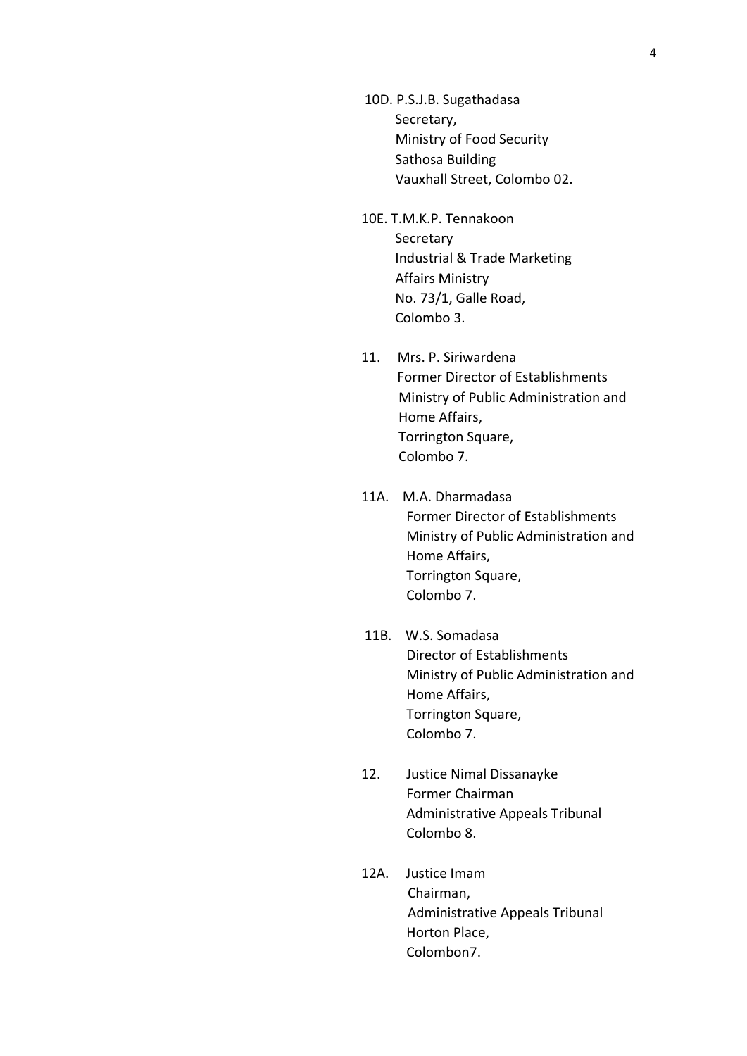10D. P.S.J.B. Sugathadasa
Secretary,
Ministry of Food Security
Sathosa Building
Vauxhall Street, Colombo 02.

10E. T.M.K.P. Tennakoon
Secretary
Industrial & Trade Marketing
Affairs Ministry
No. 73/1, Galle Road,
Colombo 3.

11. Mrs. P. Siriwardena
Former Director of Establishments
Ministry of Public Administration and
Home Affairs,
Torrington Square,
Colombo 7.

11A. M.A. Dharmadasa
Former Director of Establishments
Ministry of Public Administration and
Home Affairs,
Torrington Square,
Colombo 7.

11B. W.S. Somadasa
Director of Establishments
Ministry of Public Administration and
Home Affairs,
Torrington Square,
Colombo 7.

12. Justice Nimal Dissanayke
Former Chairman
Administrative Appeals Tribunal
Colombo 8.

12A. Justice Imam
Chairman,
Administrative Appeals Tribunal
Horton Place,
Colombon7.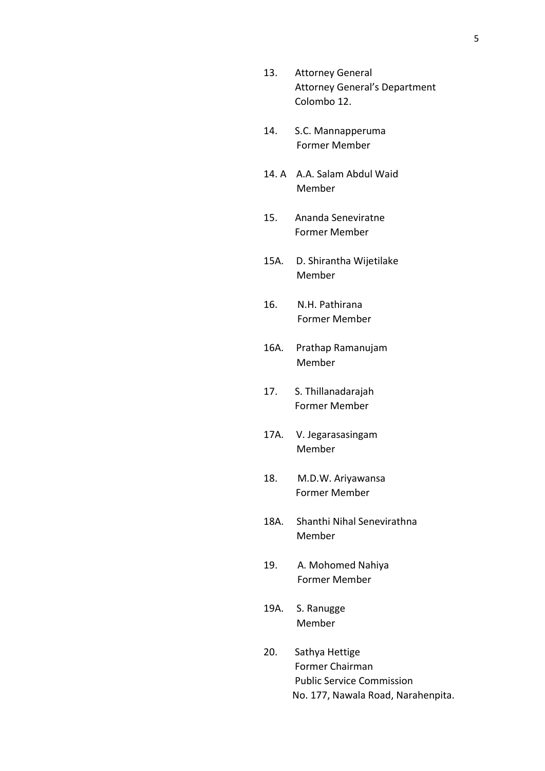13. Attorney General
    Attorney General's Department
    Colombo 12.

14. S.C. Mannapperuma
    Former Member

14. A A.A. Salam Abdul Waid
    Member

15. Ananda Seneviratne
    Former Member

15A. D. Shirantha Wijetilake
    Member

16. N.H. Pathirana
    Former Member

16A. Prathap Ramanujam
    Member

17. S. Thillanadarajah
    Former Member

17A. V. Jegarasasingam
    Member

18. M.D.W. Ariyawansa
    Former Member

18A. Shanthi Nihal Senevirathna
    Member

19. A. Mohomed Nahiya
    Former Member

19A. S. Ranugge
    Member

20. Sathya Hettige
    Former Chairman
    Public Service Commission
    No. 177, Nawala Road, Narahenpita.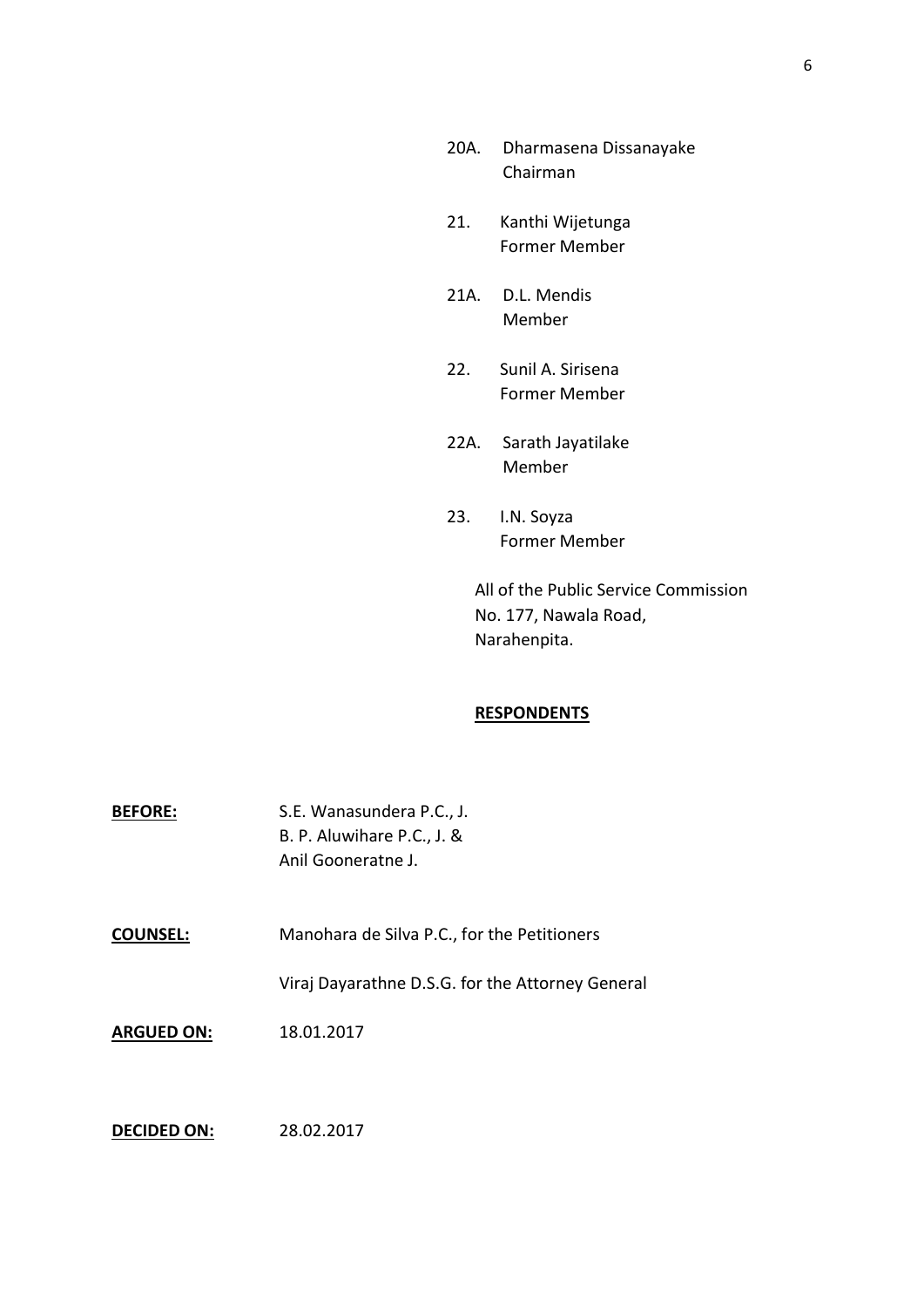20A. Dharmasena Dissanayake
Chairman

21. Kanthi Wijetunga
Former Member

21A. D.L. Mendis
Member

22. Sunil A. Sirisena
Former Member

22A. Sarath Jayatilake
Member

23. I.N. Soyza
Former Member

All of the Public Service Commission
No. 177, Nawala Road,
Narahenpita.

**RESPONDENTS**

**BEFORE:** S.E. Wanasundera P.C., J.
B. P. Aluwihare P.C., J. &
Anil Gooneratne J.

**COUNSEL:** Manohara de Silva P.C., for the Petitioners

Viraj Dayarathne D.S.G. for the Attorney General

**ARGUED ON:** 18.01.2017

**DECIDED ON:** 28.02.2017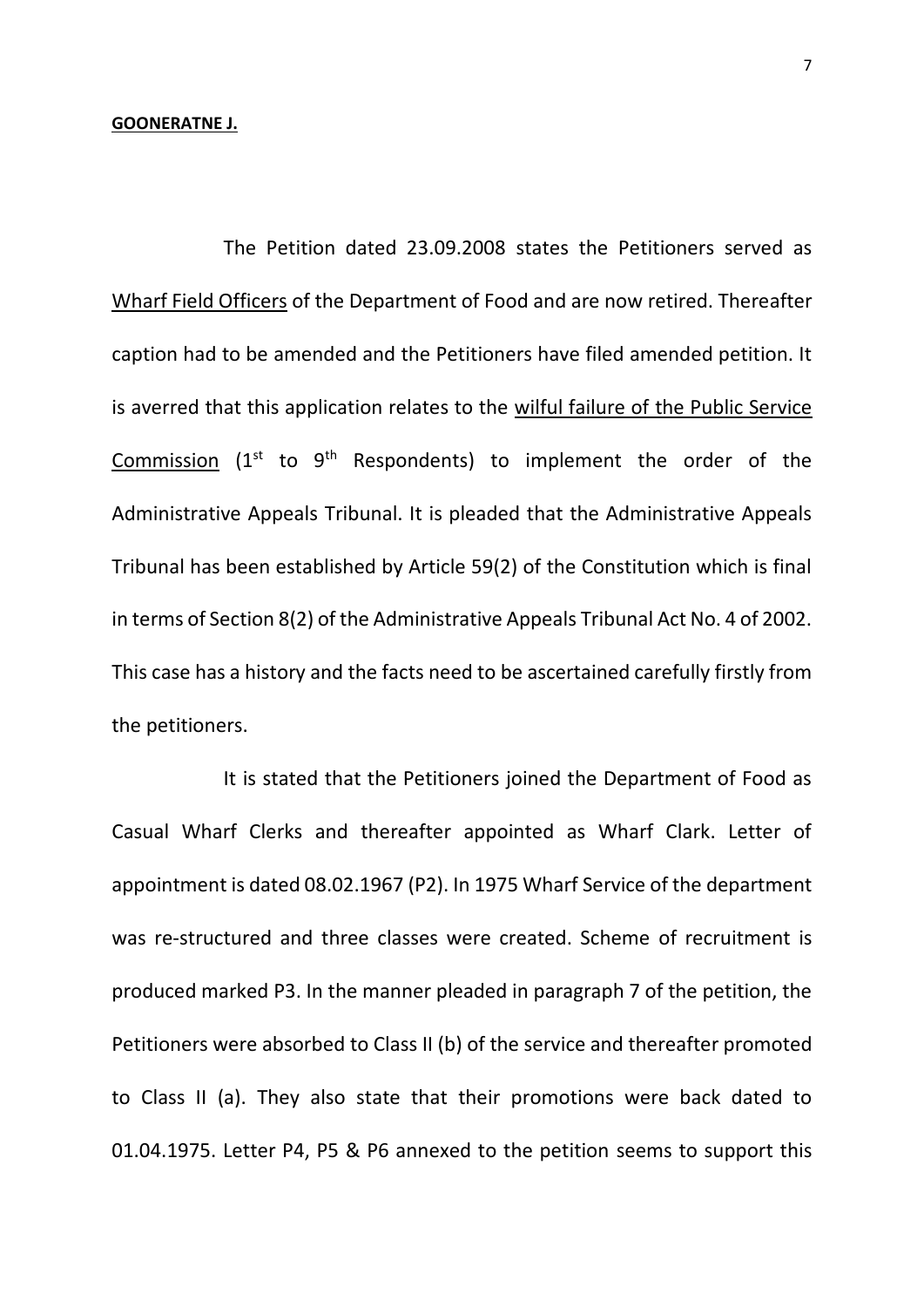**<u>GOONERATNE J.</u>**

The Petition dated 23.09.2008 states the Petitioners served as <u>Wharf Field Officers</u> of the Department of Food and are now retired. Thereafter caption had to be amended and the Petitioners have filed amended petition. It is averred that this application relates to the <u>wilful failure of the Public Service Commission</u> (1st to 9th Respondents) to implement the order of the Administrative Appeals Tribunal. It is pleaded that the Administrative Appeals Tribunal has been established by Article 59(2) of the Constitution which is final in terms of Section 8(2) of the Administrative Appeals Tribunal Act No. 4 of 2002. This case has a history and the facts need to be ascertained carefully firstly from the petitioners.

It is stated that the Petitioners joined the Department of Food as Casual Wharf Clerks and thereafter appointed as Wharf Clark. Letter of appointment is dated 08.02.1967 (P2). In 1975 Wharf Service of the department was re-structured and three classes were created. Scheme of recruitment is produced marked P3. In the manner pleaded in paragraph 7 of the petition, the Petitioners were absorbed to Class II (b) of the service and thereafter promoted to Class II (a). They also state that their promotions were back dated to 01.04.1975. Letter P4, P5 & P6 annexed to the petition seems to support this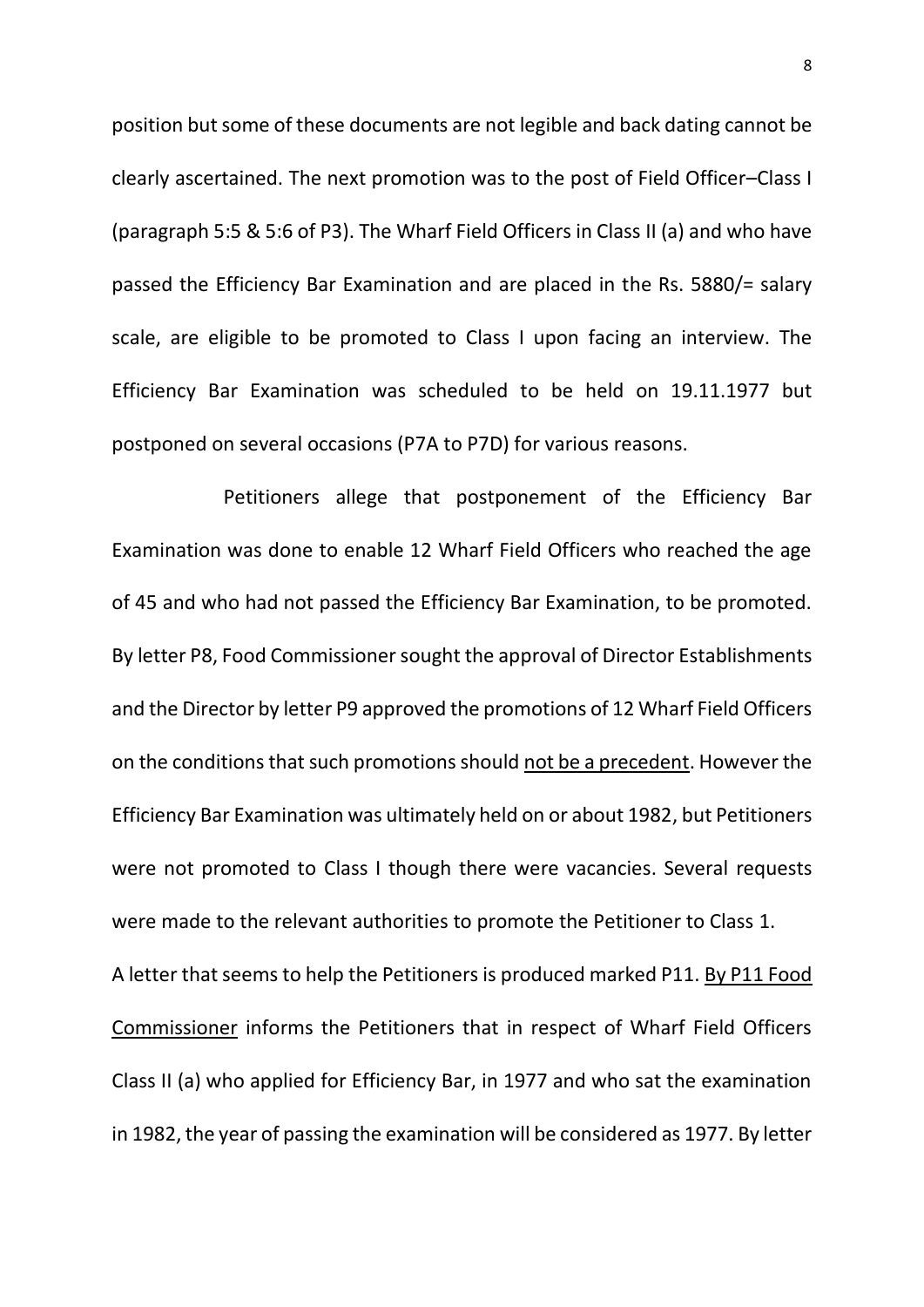position but some of these documents are not legible and back dating cannot be clearly ascertained. The next promotion was to the post of Field Officer–Class I (paragraph 5:5 & 5:6 of P3). The Wharf Field Officers in Class II (a) and who have passed the Efficiency Bar Examination and are placed in the Rs. 5880/= salary scale, are eligible to be promoted to Class I upon facing an interview. The Efficiency Bar Examination was scheduled to be held on 19.11.1977 but postponed on several occasions (P7A to P7D) for various reasons.

Petitioners allege that postponement of the Efficiency Bar Examination was done to enable 12 Wharf Field Officers who reached the age of 45 and who had not passed the Efficiency Bar Examination, to be promoted. By letter P8, Food Commissioner sought the approval of Director Establishments and the Director by letter P9 approved the promotions of 12 Wharf Field Officers on the conditions that such promotions should <u>not be a precedent</u>. However the Efficiency Bar Examination was ultimately held on or about 1982, but Petitioners were not promoted to Class I though there were vacancies. Several requests were made to the relevant authorities to promote the Petitioner to Class 1.

A letter that seems to help the Petitioners is produced marked P11. <u>By P11 Food Commissioner</u> informs the Petitioners that in respect of Wharf Field Officers Class II (a) who applied for Efficiency Bar, in 1977 and who sat the examination in 1982, the year of passing the examination will be considered as 1977. By letter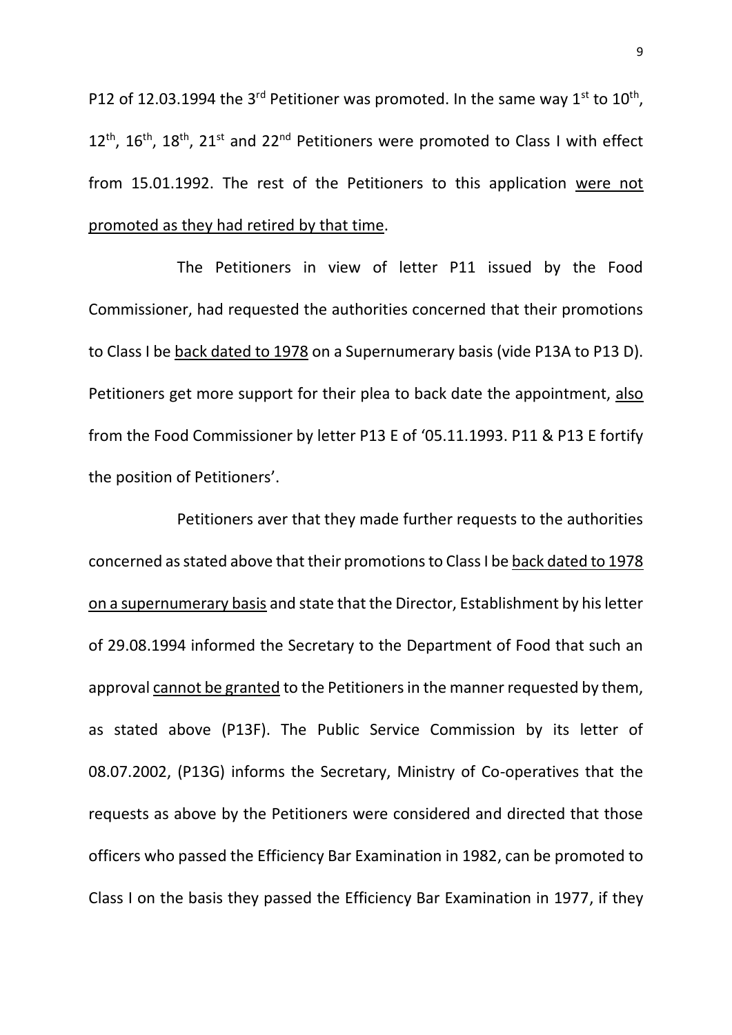P12 of 12.03.1994 the 3rd Petitioner was promoted. In the same way 1st to 10th, 12th, 16th, 18th, 21st and 22nd Petitioners were promoted to Class I with effect from 15.01.1992. The rest of the Petitioners to this application <u>were not promoted as they had retired by that time</u>.

The Petitioners in view of letter P11 issued by the Food Commissioner, had requested the authorities concerned that their promotions to Class I be <u>back dated to 1978</u> on a Supernumerary basis (vide P13A to P13 D). Petitioners get more support for their plea to back date the appointment, <u>also</u> from the Food Commissioner by letter P13 E of '05.11.1993. P11 & P13 E fortify the position of Petitioners'.

Petitioners aver that they made further requests to the authorities concerned as stated above that their promotions to Class I be <u>back dated to 1978 on a supernumerary basis</u> and state that the Director, Establishment by his letter of 29.08.1994 informed the Secretary to the Department of Food that such an approval <u>cannot be granted</u> to the Petitioners in the manner requested by them, as stated above (P13F). The Public Service Commission by its letter of 08.07.2002, (P13G) informs the Secretary, Ministry of Co-operatives that the requests as above by the Petitioners were considered and directed that those officers who passed the Efficiency Bar Examination in 1982, can be promoted to Class I on the basis they passed the Efficiency Bar Examination in 1977, if they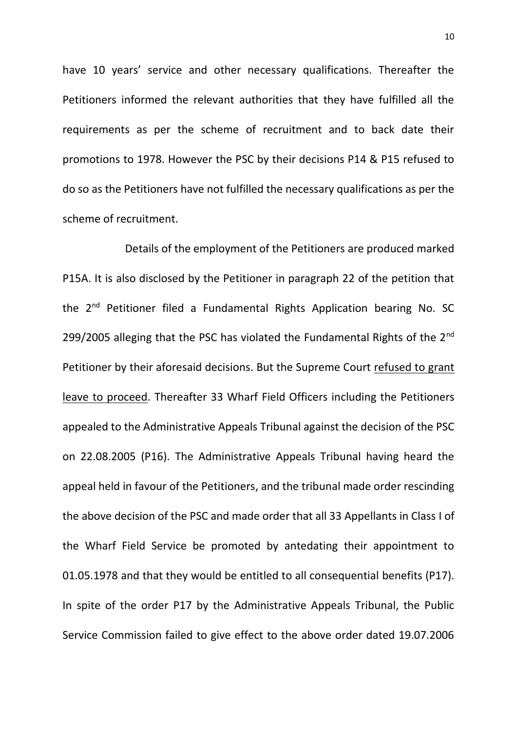have 10 years' service and other necessary qualifications. Thereafter the Petitioners informed the relevant authorities that they have fulfilled all the requirements as per the scheme of recruitment and to back date their promotions to 1978. However the PSC by their decisions P14 & P15 refused to do so as the Petitioners have not fulfilled the necessary qualifications as per the scheme of recruitment.

Details of the employment of the Petitioners are produced marked P15A. It is also disclosed by the Petitioner in paragraph 22 of the petition that the 2nd Petitioner filed a Fundamental Rights Application bearing No. SC 299/2005 alleging that the PSC has violated the Fundamental Rights of the 2nd Petitioner by their aforesaid decisions. But the Supreme Court refused to grant leave to proceed. Thereafter 33 Wharf Field Officers including the Petitioners appealed to the Administrative Appeals Tribunal against the decision of the PSC on 22.08.2005 (P16). The Administrative Appeals Tribunal having heard the appeal held in favour of the Petitioners, and the tribunal made order rescinding the above decision of the PSC and made order that all 33 Appellants in Class I of the Wharf Field Service be promoted by antedating their appointment to 01.05.1978 and that they would be entitled to all consequential benefits (P17). In spite of the order P17 by the Administrative Appeals Tribunal, the Public Service Commission failed to give effect to the above order dated 19.07.2006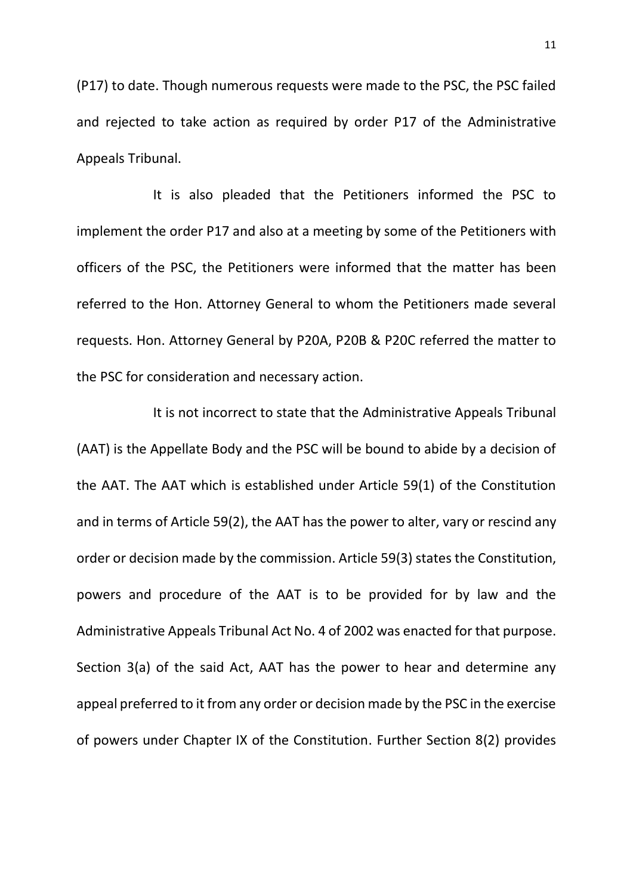(P17) to date. Though numerous requests were made to the PSC, the PSC failed and rejected to take action as required by order P17 of the Administrative Appeals Tribunal.

It is also pleaded that the Petitioners informed the PSC to implement the order P17 and also at a meeting by some of the Petitioners with officers of the PSC, the Petitioners were informed that the matter has been referred to the Hon. Attorney General to whom the Petitioners made several requests. Hon. Attorney General by P20A, P20B & P20C referred the matter to the PSC for consideration and necessary action.

It is not incorrect to state that the Administrative Appeals Tribunal (AAT) is the Appellate Body and the PSC will be bound to abide by a decision of the AAT. The AAT which is established under Article 59(1) of the Constitution and in terms of Article 59(2), the AAT has the power to alter, vary or rescind any order or decision made by the commission. Article 59(3) states the Constitution, powers and procedure of the AAT is to be provided for by law and the Administrative Appeals Tribunal Act No. 4 of 2002 was enacted for that purpose. Section 3(a) of the said Act, AAT has the power to hear and determine any appeal preferred to it from any order or decision made by the PSC in the exercise of powers under Chapter IX of the Constitution. Further Section 8(2) provides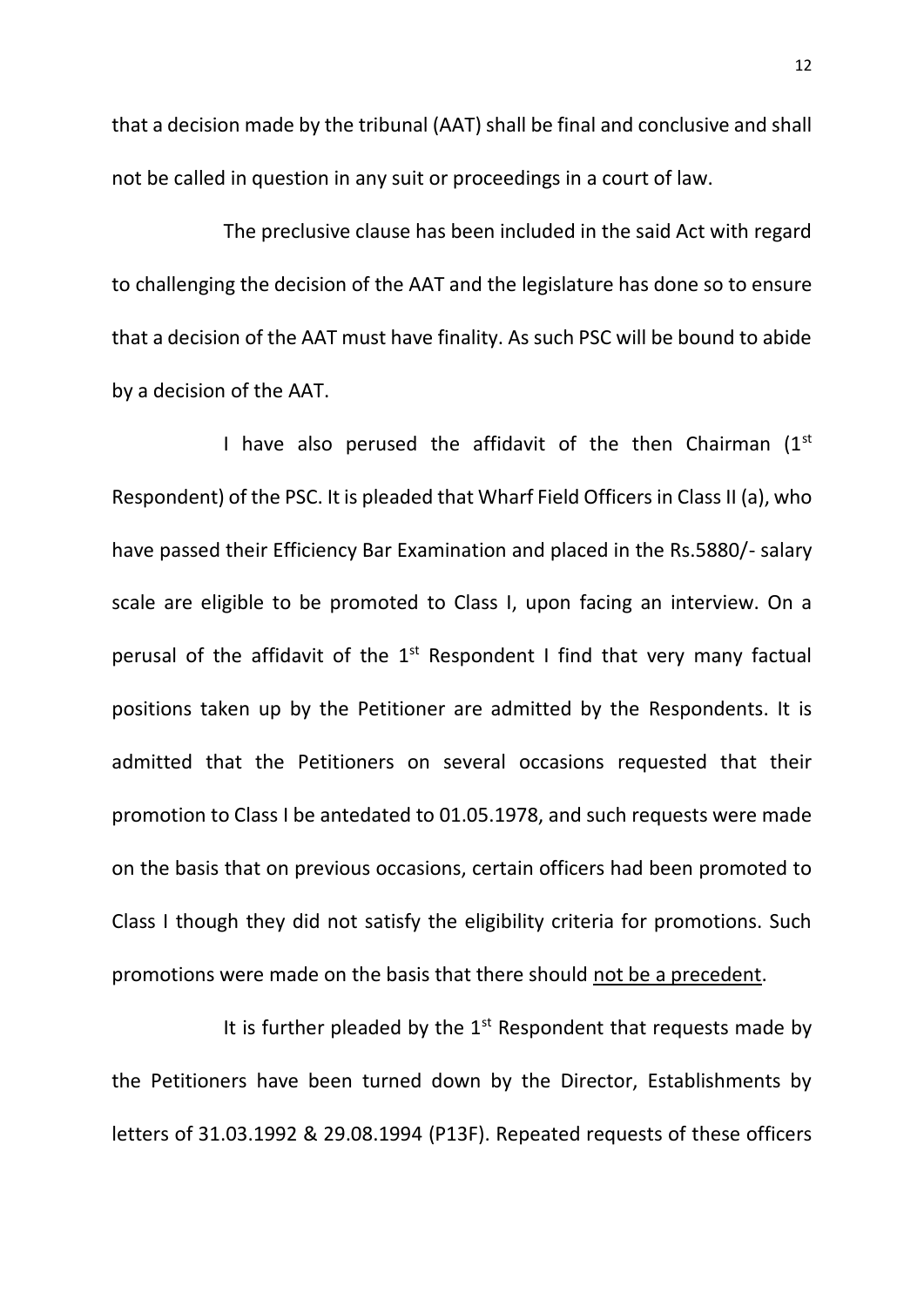that a decision made by the tribunal (AAT) shall be final and conclusive and shall not be called in question in any suit or proceedings in a court of law.

The preclusive clause has been included in the said Act with regard to challenging the decision of the AAT and the legislature has done so to ensure that a decision of the AAT must have finality. As such PSC will be bound to abide by a decision of the AAT.

I have also perused the affidavit of the then Chairman (1st Respondent) of the PSC. It is pleaded that Wharf Field Officers in Class II (a), who have passed their Efficiency Bar Examination and placed in the Rs.5880/- salary scale are eligible to be promoted to Class I, upon facing an interview. On a perusal of the affidavit of the 1st Respondent I find that very many factual positions taken up by the Petitioner are admitted by the Respondents. It is admitted that the Petitioners on several occasions requested that their promotion to Class I be antedated to 01.05.1978, and such requests were made on the basis that on previous occasions, certain officers had been promoted to Class I though they did not satisfy the eligibility criteria for promotions. Such promotions were made on the basis that there should <u>not be a precedent</u>.

It is further pleaded by the 1st Respondent that requests made by the Petitioners have been turned down by the Director, Establishments by letters of 31.03.1992 & 29.08.1994 (P13F). Repeated requests of these officers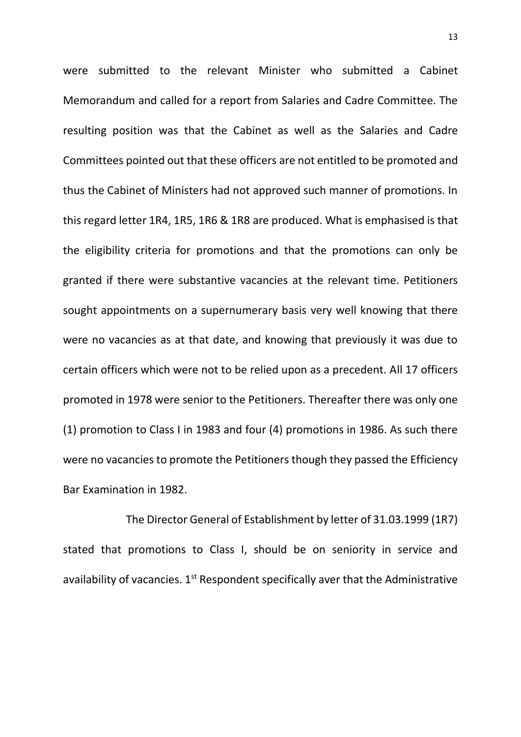were submitted to the relevant Minister who submitted a Cabinet Memorandum and called for a report from Salaries and Cadre Committee. The resulting position was that the Cabinet as well as the Salaries and Cadre Committees pointed out that these officers are not entitled to be promoted and thus the Cabinet of Ministers had not approved such manner of promotions. In this regard letter 1R4, 1R5, 1R6 & 1R8 are produced. What is emphasised is that the eligibility criteria for promotions and that the promotions can only be granted if there were substantive vacancies at the relevant time. Petitioners sought appointments on a supernumerary basis very well knowing that there were no vacancies as at that date, and knowing that previously it was due to certain officers which were not to be relied upon as a precedent. All 17 officers promoted in 1978 were senior to the Petitioners. Thereafter there was only one (1) promotion to Class I in 1983 and four (4) promotions in 1986. As such there were no vacancies to promote the Petitioners though they passed the Efficiency Bar Examination in 1982.

The Director General of Establishment by letter of 31.03.1999 (1R7) stated that promotions to Class I, should be on seniority in service and availability of vacancies. 1st Respondent specifically aver that the Administrative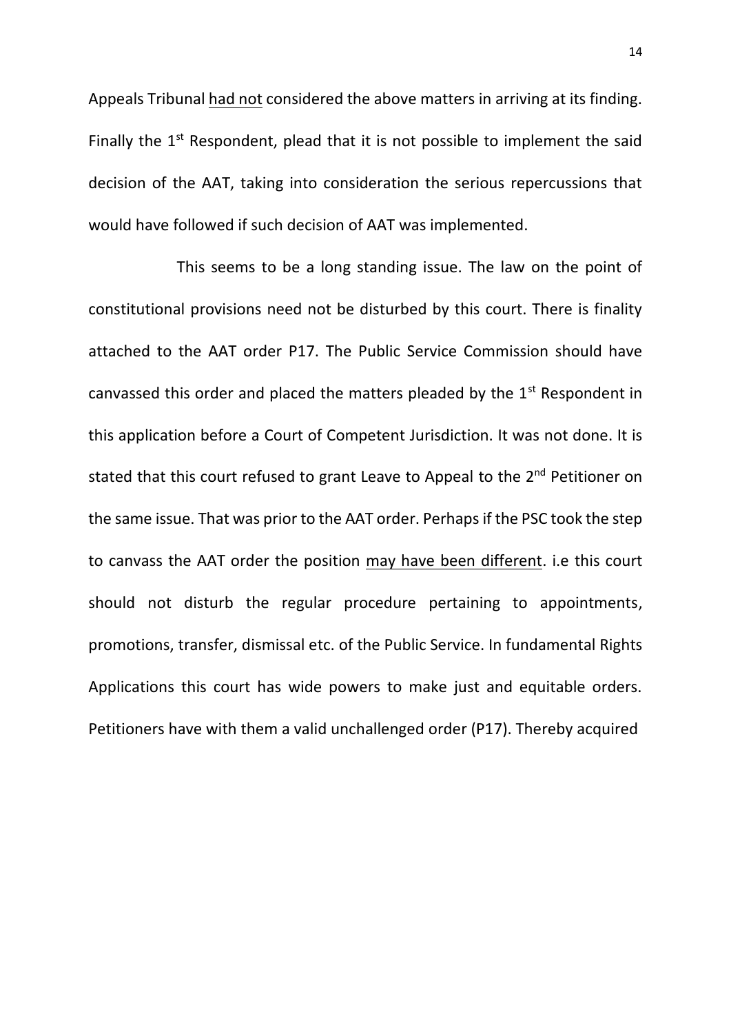Appeals Tribunal <u>had not</u> considered the above matters in arriving at its finding. Finally the 1st Respondent, plead that it is not possible to implement the said decision of the AAT, taking into consideration the serious repercussions that would have followed if such decision of AAT was implemented.

This seems to be a long standing issue. The law on the point of constitutional provisions need not be disturbed by this court. There is finality attached to the AAT order P17. The Public Service Commission should have canvassed this order and placed the matters pleaded by the 1st Respondent in this application before a Court of Competent Jurisdiction. It was not done. It is stated that this court refused to grant Leave to Appeal to the 2nd Petitioner on the same issue. That was prior to the AAT order. Perhaps if the PSC took the step to canvass the AAT order the position <u>may have been different</u>. i.e this court should not disturb the regular procedure pertaining to appointments, promotions, transfer, dismissal etc. of the Public Service. In fundamental Rights Applications this court has wide powers to make just and equitable orders. Petitioners have with them a valid unchallenged order (P17). Thereby acquired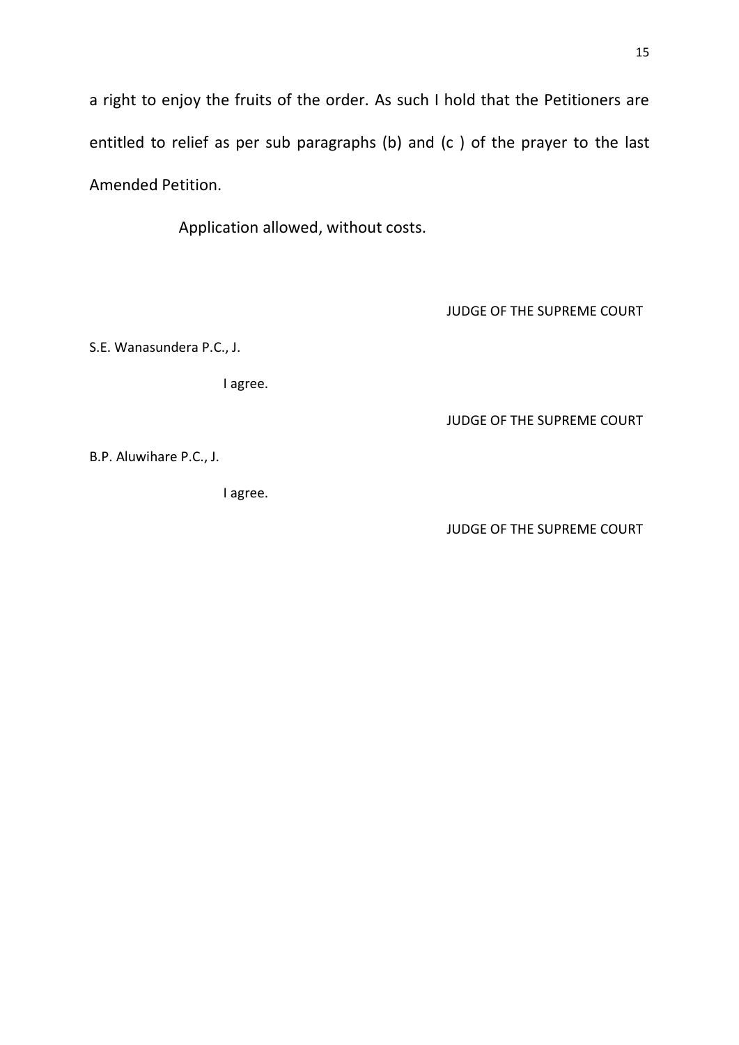a right to enjoy the fruits of the order. As such I hold that the Petitioners are entitled to relief as per sub paragraphs (b) and (c ) of the prayer to the last Amended Petition.

Application allowed, without costs.

JUDGE OF THE SUPREME COURT

S.E. Wanasundera P.C., J.

I agree.

JUDGE OF THE SUPREME COURT

B.P. Aluwihare P.C., J.

I agree.

JUDGE OF THE SUPREME COURT